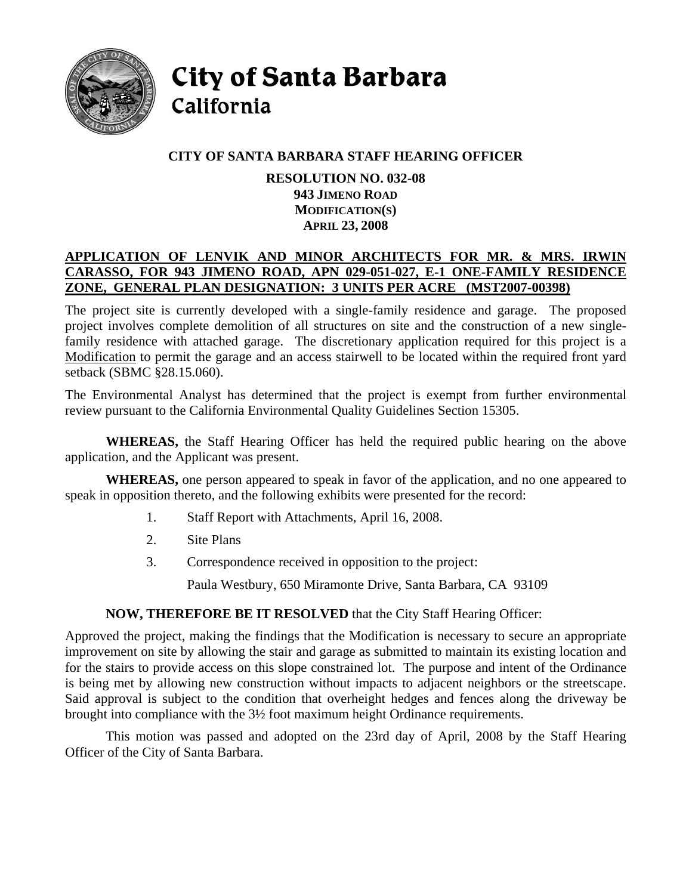# City of Santa Barbara
## California

### CITY OF SANTA BARBARA STAFF HEARING OFFICER

**RESOLUTION NO. 032-08**
**943 JIMENO ROAD**
**MODIFICATION(S)**
**APRIL 23, 2008**

**APPLICATION OF LENVIK AND MINOR ARCHITECTS FOR MR. & MRS. IRWIN CARASSO, FOR 943 JIMENO ROAD, APN 029-051-027, E-1 ONE-FAMILY RESIDENCE ZONE, GENERAL PLAN DESIGNATION: 3 UNITS PER ACRE (MST2007-00398)**

The project site is currently developed with a single-family residence and garage. The proposed project involves complete demolition of all structures on site and the construction of a new single-family residence with attached garage. The discretionary application required for this project is a Modification to permit the garage and an access stairwell to be located within the required front yard setback (SBMC §28.15.060).

The Environmental Analyst has determined that the project is exempt from further environmental review pursuant to the California Environmental Quality Guidelines Section 15305.

**WHEREAS,** the Staff Hearing Officer has held the required public hearing on the above application, and the Applicant was present.

**WHEREAS,** one person appeared to speak in favor of the application, and no one appeared to speak in opposition thereto, and the following exhibits were presented for the record:

1. Staff Report with Attachments, April 16, 2008.
2. Site Plans
3. Correspondence received in opposition to the project:

   Paula Westbury, 650 Miramonte Drive, Santa Barbara, CA 93109

**NOW, THEREFORE BE IT RESOLVED** that the City Staff Hearing Officer:

Approved the project, making the findings that the Modification is necessary to secure an appropriate improvement on site by allowing the stair and garage as submitted to maintain its existing location and for the stairs to provide access on this slope constrained lot. The purpose and intent of the Ordinance is being met by allowing new construction without impacts to adjacent neighbors or the streetscape. Said approval is subject to the condition that overheight hedges and fences along the driveway be brought into compliance with the 3½ foot maximum height Ordinance requirements.

This motion was passed and adopted on the 23rd day of April, 2008 by the Staff Hearing Officer of the City of Santa Barbara.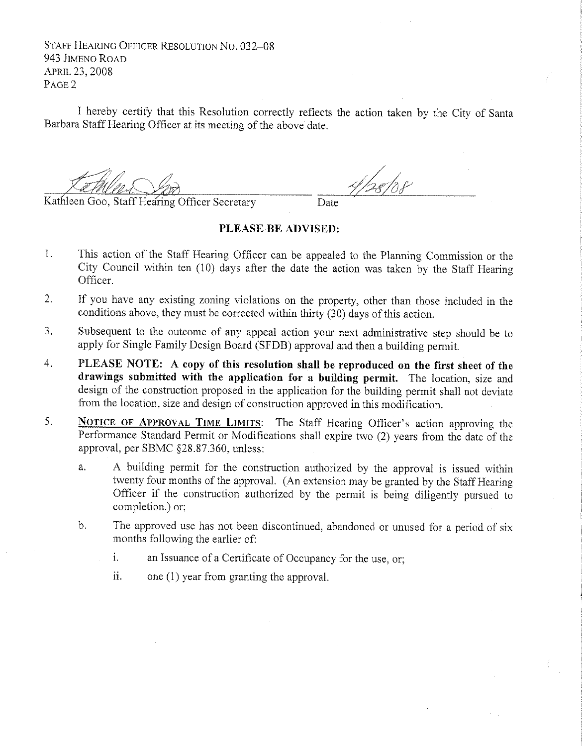I hereby certify that this Resolution correctly reflects the action taken by the City of Santa Barbara Staff Hearing Officer at its meeting of the above date.

Kathleen Goo, Staff Hearing Officer Secretary — Date: 4/28/08

**PLEASE BE ADVISED:**

1. This action of the Staff Hearing Officer can be appealed to the Planning Commission or the City Council within ten (10) days after the date the action was taken by the Staff Hearing Officer.
2. If you have any existing zoning violations on the property, other than those included in the conditions above, they must be corrected within thirty (30) days of this action.
3. Subsequent to the outcome of any appeal action your next administrative step should be to apply for Single Family Design Board (SFDB) approval and then a building permit.
4. **PLEASE NOTE: A copy of this resolution shall be reproduced on the first sheet of the drawings submitted with the application for a building permit.** The location, size and design of the construction proposed in the application for the building permit shall not deviate from the location, size and design of construction approved in this modification.
5. NOTICE OF APPROVAL TIME LIMITS: The Staff Hearing Officer's action approving the Performance Standard Permit or Modifications shall expire two (2) years from the date of the approval, per SBMC §28.87.360, unless:
   a. A building permit for the construction authorized by the approval is issued within twenty four months of the approval. (An extension may be granted by the Staff Hearing Officer if the construction authorized by the permit is being diligently pursued to completion.) or;
   b. The approved use has not been discontinued, abandoned or unused for a period of six months following the earlier of:
      i. an Issuance of a Certificate of Occupancy for the use, or;
      ii. one (1) year from granting the approval.